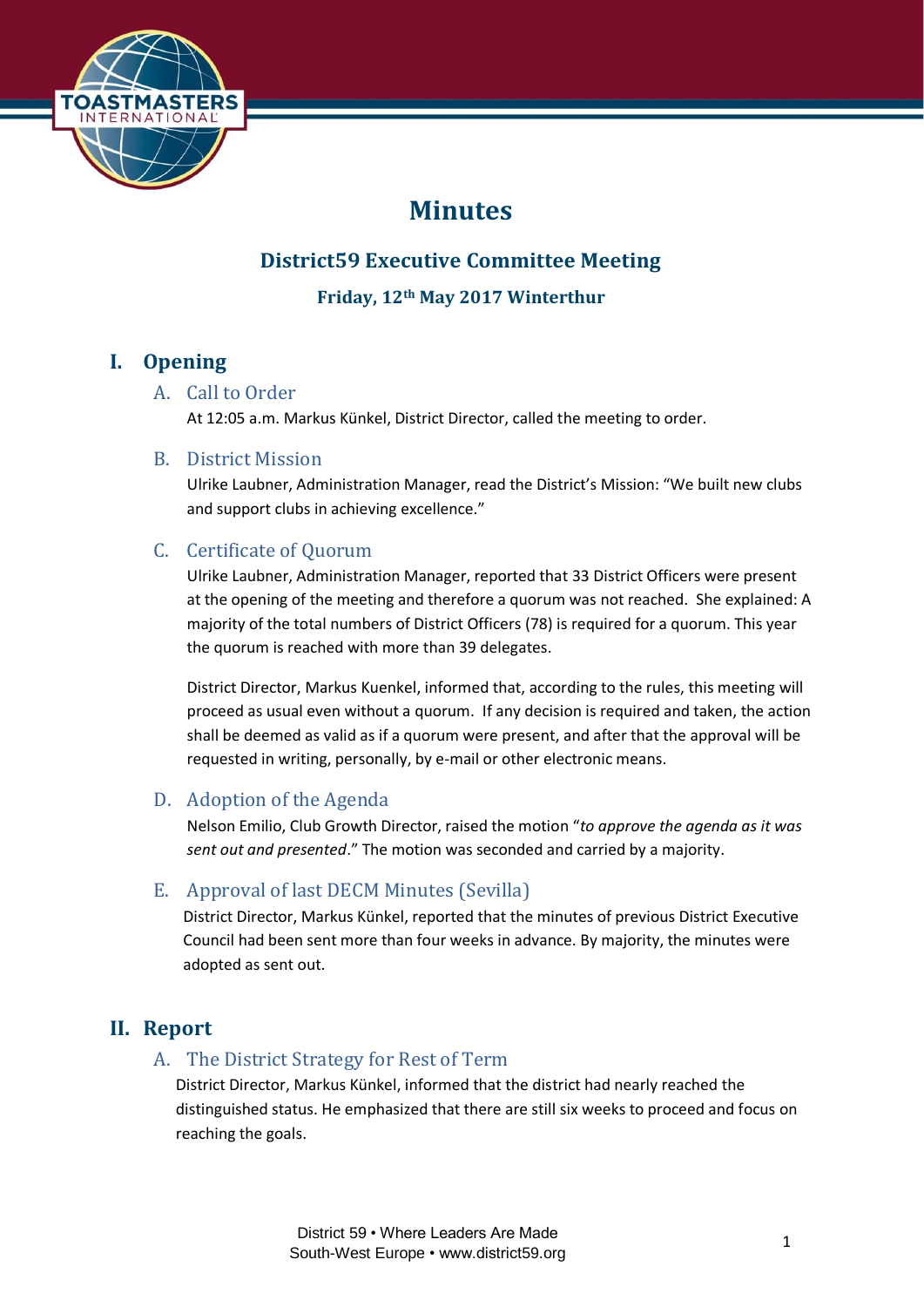# Minutes

## District59 Executive Committee Meeting

### Friday, 12th May 2017 Winterthur

## I. Opening

### A. Call to Order

At 12:05 a.m. Markus Künkel, District Director, called the meeting to order.

### B. District Mission

Ulrike Laubner, Administration Manager, read the District's Mission: "We built new clubs and support clubs in achieving excellence."

### C. Certificate of Quorum

Ulrike Laubner, Administration Manager, reported that 33 District Officers were present at the opening of the meeting and therefore a quorum was not reached. She explained: A majority of the total numbers of District Officers (78) is required for a quorum. This year the quorum is reached with more than 39 delegates.

District Director, Markus Kuenkel, informed that, according to the rules, this meeting will proceed as usual even without a quorum. If any decision is required and taken, the action shall be deemed as valid as if a quorum were present, and after that the approval will be requested in writing, personally, by e-mail or other electronic means.

### D. Adoption of the Agenda

Nelson Emilio, Club Growth Director, raised the motion "*to approve the agenda as it was sent out and presented*." The motion was seconded and carried by a majority.

### E. Approval of last DECM Minutes (Sevilla)

District Director, Markus Künkel, reported that the minutes of previous District Executive Council had been sent more than four weeks in advance. By majority, the minutes were adopted as sent out.

## II. Report

### A. The District Strategy for Rest of Term

District Director, Markus Künkel, informed that the district had nearly reached the distinguished status. He emphasized that there are still six weeks to proceed and focus on reaching the goals.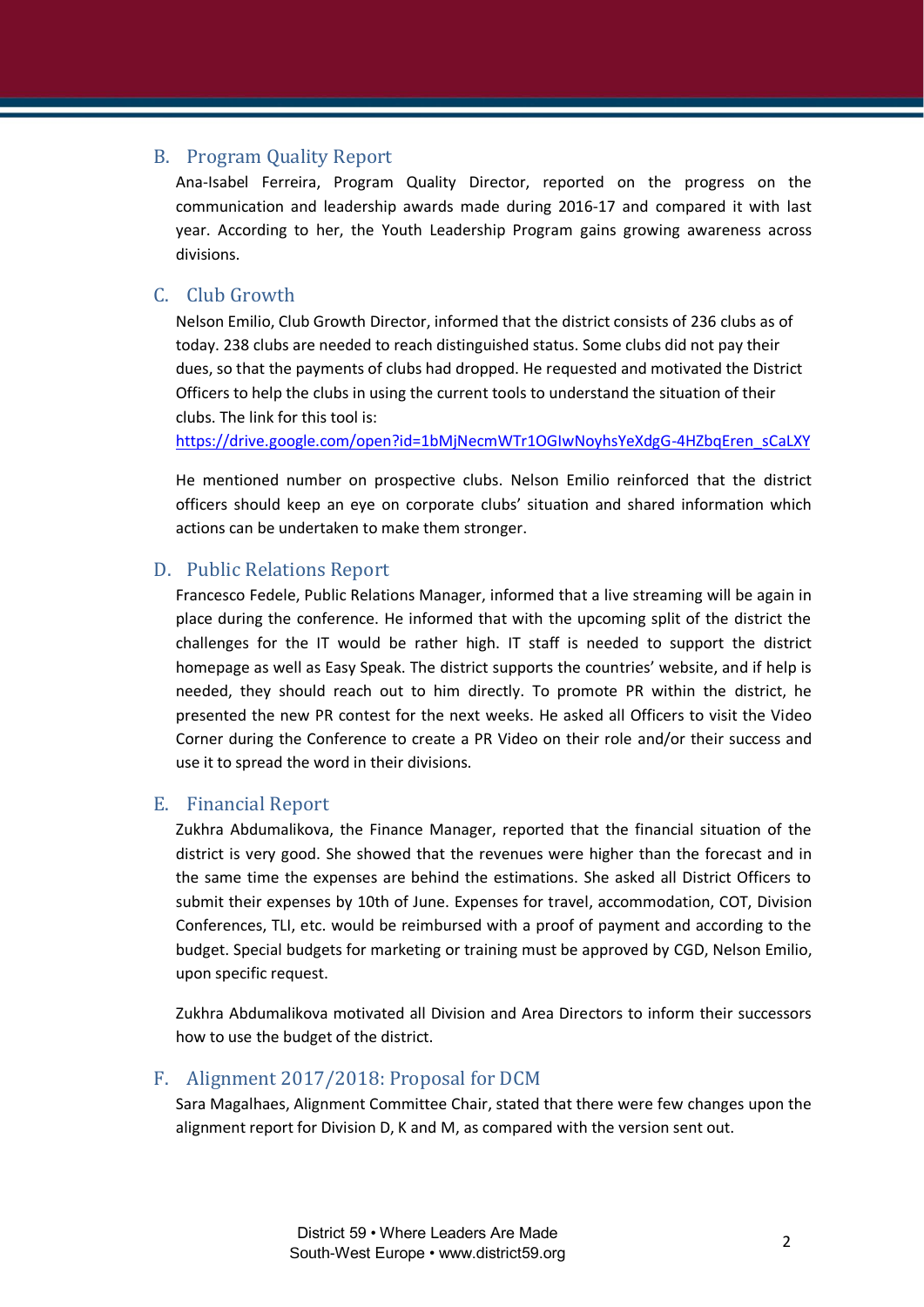## B. Program Quality Report

Ana-Isabel Ferreira, Program Quality Director, reported on the progress on the communication and leadership awards made during 2016-17 and compared it with last year. According to her, the Youth Leadership Program gains growing awareness across divisions.

## C. Club Growth

Nelson Emilio, Club Growth Director, informed that the district consists of 236 clubs as of today. 238 clubs are needed to reach distinguished status. Some clubs did not pay their dues, so that the payments of clubs had dropped. He requested and motivated the District Officers to help the clubs in using the current tools to understand the situation of their clubs. The link for this tool is:
https://drive.google.com/open?id=1bMjNecmWTr1OGIwNoyhsYeXdgG-4HZbqEren_sCaLXY

He mentioned number on prospective clubs. Nelson Emilio reinforced that the district officers should keep an eye on corporate clubs' situation and shared information which actions can be undertaken to make them stronger.

## D. Public Relations Report

Francesco Fedele, Public Relations Manager, informed that a live streaming will be again in place during the conference. He informed that with the upcoming split of the district the challenges for the IT would be rather high. IT staff is needed to support the district homepage as well as Easy Speak. The district supports the countries' website, and if help is needed, they should reach out to him directly. To promote PR within the district, he presented the new PR contest for the next weeks. He asked all Officers to visit the Video Corner during the Conference to create a PR Video on their role and/or their success and use it to spread the word in their divisions.

## E. Financial Report

Zukhra Abdumalikova, the Finance Manager, reported that the financial situation of the district is very good. She showed that the revenues were higher than the forecast and in the same time the expenses are behind the estimations. She asked all District Officers to submit their expenses by 10th of June. Expenses for travel, accommodation, COT, Division Conferences, TLI, etc. would be reimbursed with a proof of payment and according to the budget. Special budgets for marketing or training must be approved by CGD, Nelson Emilio, upon specific request.

Zukhra Abdumalikova motivated all Division and Area Directors to inform their successors how to use the budget of the district.

## F. Alignment 2017/2018: Proposal for DCM

Sara Magalhaes, Alignment Committee Chair, stated that there were few changes upon the alignment report for Division D, K and M, as compared with the version sent out.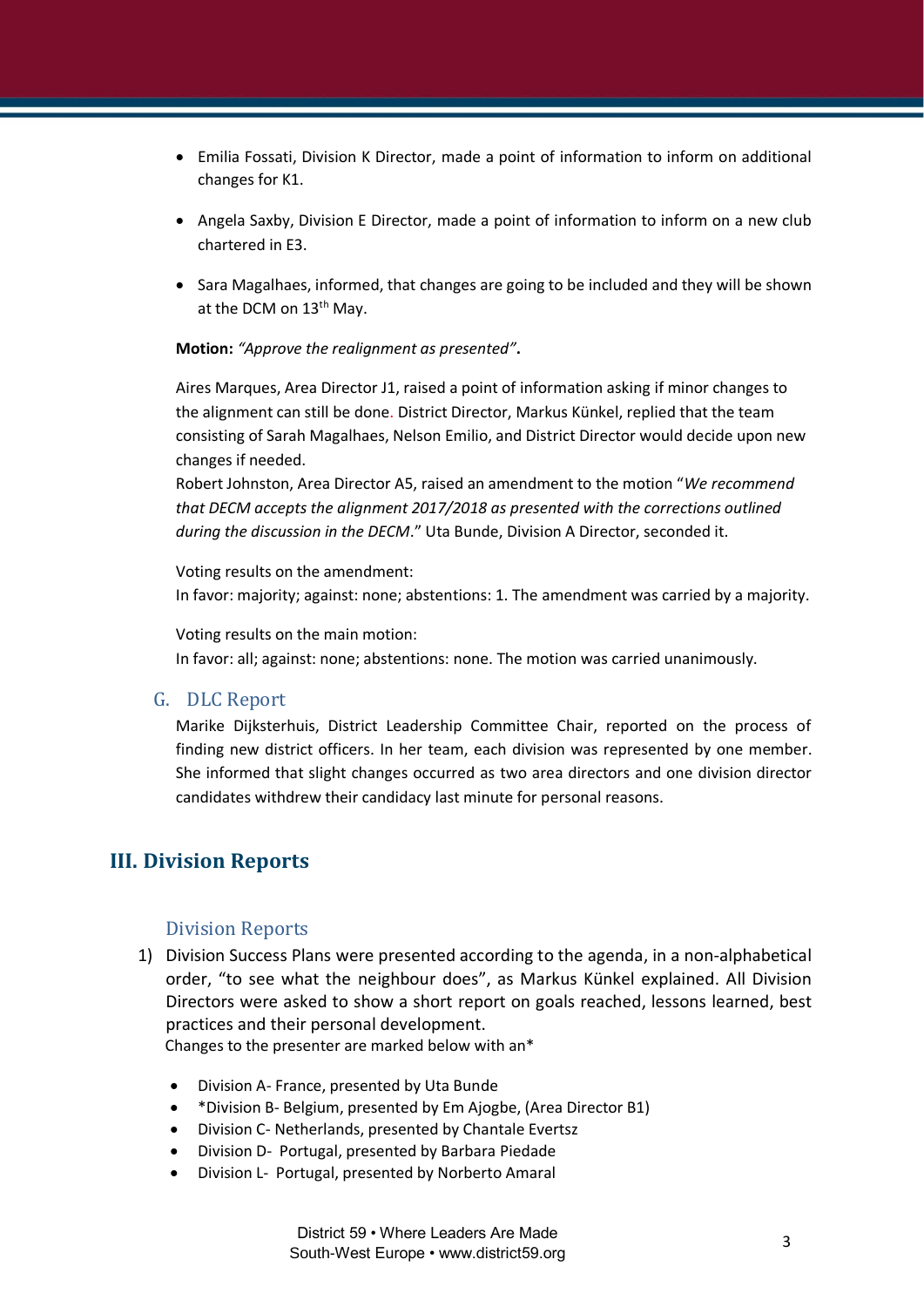- Emilia Fossati, Division K Director, made a point of information to inform on additional changes for K1.

- Angela Saxby, Division E Director, made a point of information to inform on a new club chartered in E3.

- Sara Magalhaes, informed, that changes are going to be included and they will be shown at the DCM on 13th May.

**Motion:** *"Approve the realignment as presented"***.**

Aires Marques, Area Director J1, raised a point of information asking if minor changes to the alignment can still be done. District Director, Markus Künkel, replied that the team consisting of Sarah Magalhaes, Nelson Emilio, and District Director would decide upon new changes if needed.
Robert Johnston, Area Director A5, raised an amendment to the motion "*We recommend that DECM accepts the alignment 2017/2018 as presented with the corrections outlined during the discussion in the DECM*." Uta Bunde, Division A Director, seconded it.

Voting results on the amendment:
In favor: majority; against: none; abstentions: 1. The amendment was carried by a majority.

Voting results on the main motion:
In favor: all; against: none; abstentions: none. The motion was carried unanimously.

### G. DLC Report

Marike Dijksterhuis, District Leadership Committee Chair, reported on the process of finding new district officers. In her team, each division was represented by one member. She informed that slight changes occurred as two area directors and one division director candidates withdrew their candidacy last minute for personal reasons.

## III. Division Reports

### Division Reports

1) Division Success Plans were presented according to the agenda, in a non-alphabetical order, "to see what the neighbour does", as Markus Künkel explained. All Division Directors were asked to show a short report on goals reached, lessons learned, best practices and their personal development.
   Changes to the presenter are marked below with an*

   - Division A- France, presented by Uta Bunde
   - *Division B- Belgium, presented by Em Ajogbe, (Area Director B1)
   - Division C- Netherlands, presented by Chantale Evertsz
   - Division D- Portugal, presented by Barbara Piedade
   - Division L- Portugal, presented by Norberto Amaral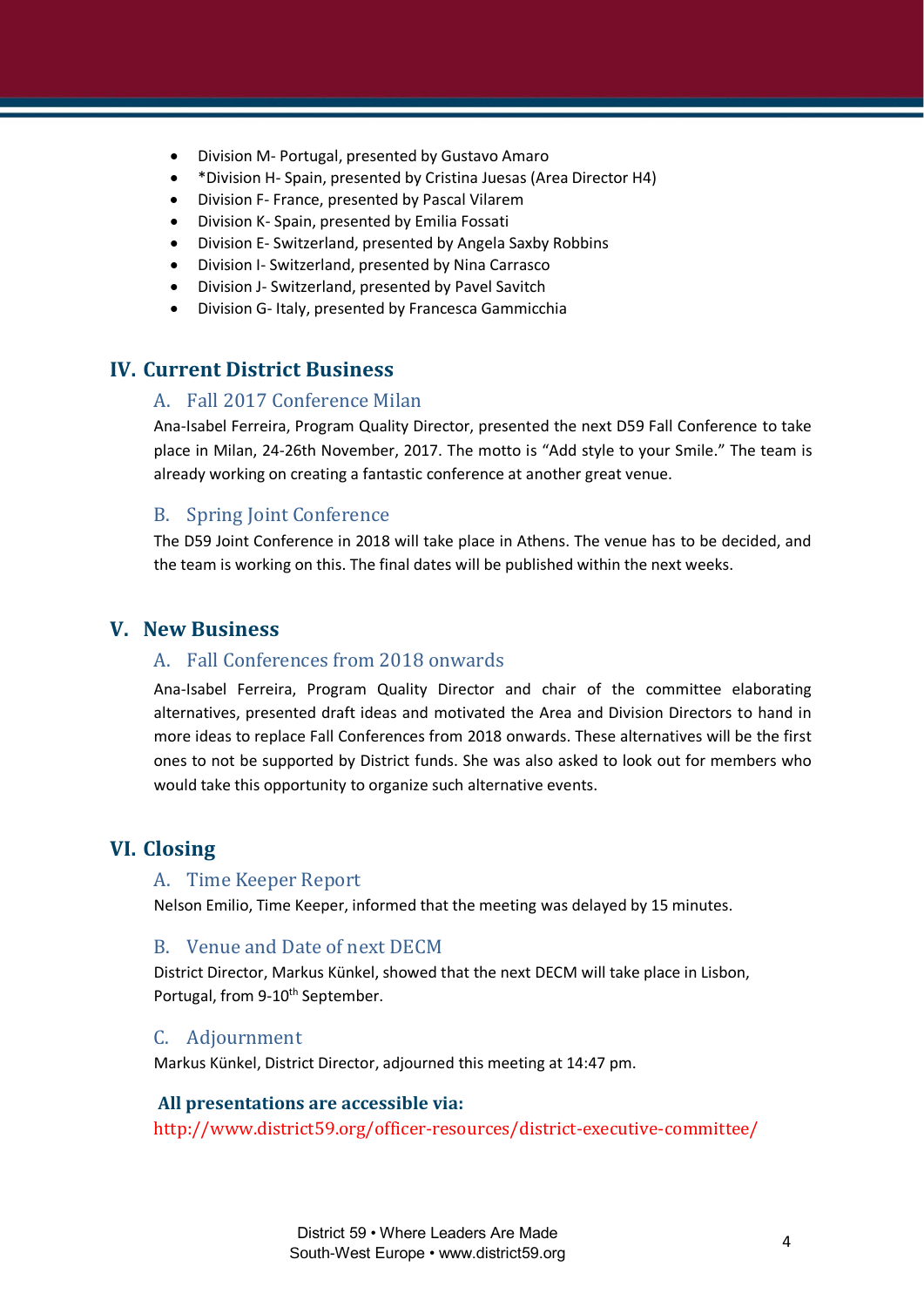- Division M- Portugal, presented by Gustavo Amaro
- *Division H- Spain, presented by Cristina Juesas (Area Director H4)
- Division F- France, presented by Pascal Vilarem
- Division K- Spain, presented by Emilia Fossati
- Division E- Switzerland, presented by Angela Saxby Robbins
- Division I- Switzerland, presented by Nina Carrasco
- Division J- Switzerland, presented by Pavel Savitch
- Division G- Italy, presented by Francesca Gammicchia

## IV. Current District Business

### A. Fall 2017 Conference Milan

Ana-Isabel Ferreira, Program Quality Director, presented the next D59 Fall Conference to take place in Milan, 24-26th November, 2017. The motto is "Add style to your Smile." The team is already working on creating a fantastic conference at another great venue.

### B. Spring Joint Conference

The D59 Joint Conference in 2018 will take place in Athens. The venue has to be decided, and the team is working on this. The final dates will be published within the next weeks.

## V. New Business

### A. Fall Conferences from 2018 onwards

Ana-Isabel Ferreira, Program Quality Director and chair of the committee elaborating alternatives, presented draft ideas and motivated the Area and Division Directors to hand in more ideas to replace Fall Conferences from 2018 onwards. These alternatives will be the first ones to not be supported by District funds. She was also asked to look out for members who would take this opportunity to organize such alternative events.

## VI. Closing

### A. Time Keeper Report

Nelson Emilio, Time Keeper, informed that the meeting was delayed by 15 minutes.

### B. Venue and Date of next DECM

District Director, Markus Künkel, showed that the next DECM will take place in Lisbon, Portugal, from 9-10th September.

### C. Adjournment

Markus Künkel, District Director, adjourned this meeting at 14:47 pm.

**All presentations are accessible via:**
http://www.district59.org/officer-resources/district-executive-committee/